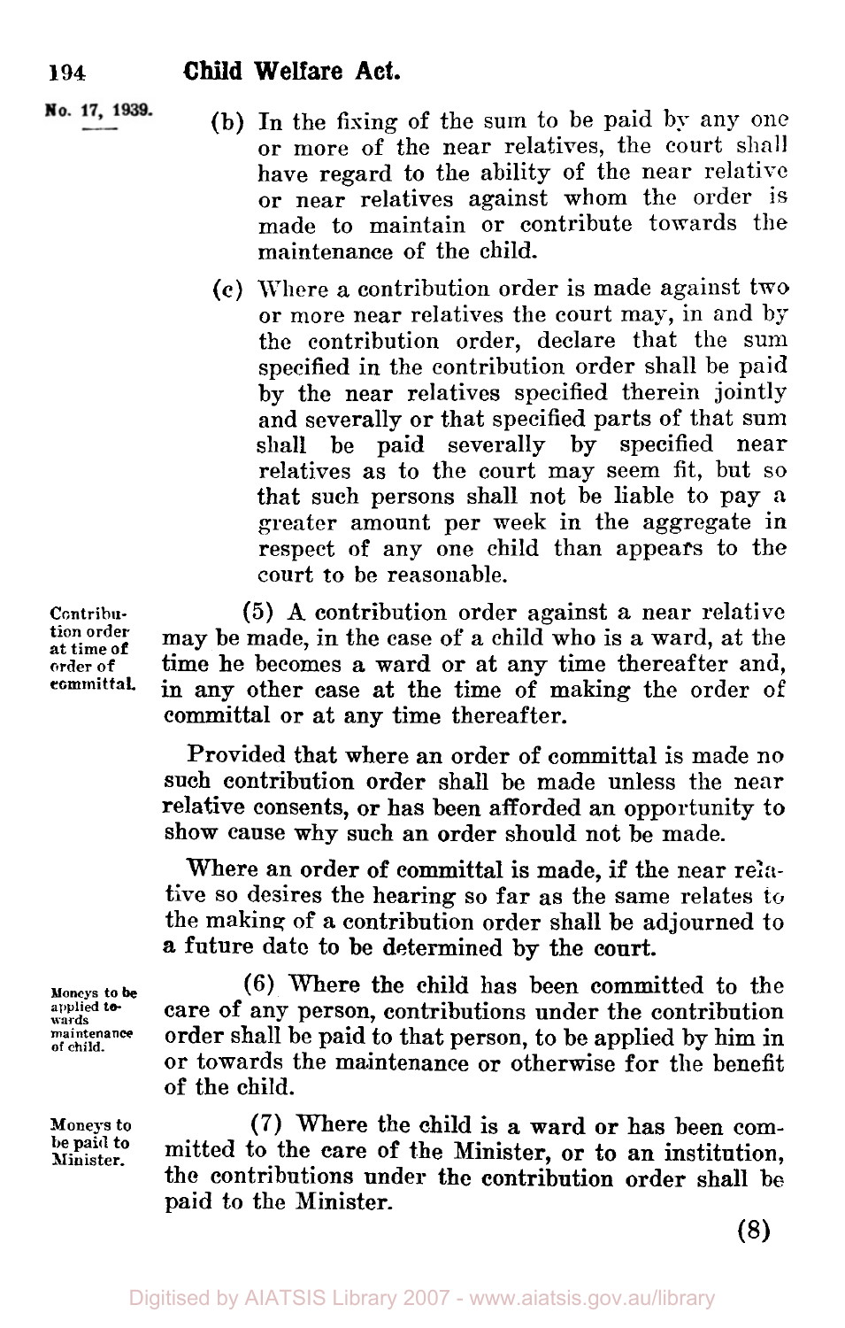No. 17, 1939.

(b) In the fixing of the sum to be paid by any one or more of the near relatives, the court shall have regard to the ability of the near relative or near relatives against whom the order is made to maintain or contribute towards the maintenance of the child.

(c) Where a contribution order is made against two or more near relatives the court may, in and by the contribution order, declare that the sum specified in the contribution order shall be paid by the near relatives specified therein jointly and severally or that specified parts of that sum shall be paid severally by specified near relatives as to the court may seem fit, but so that such persons shall not be liable to pay a greater amount per week in the aggregate in respect of any one child than appears to the court to be reasonable.

Contribution order at time of order of committal.

(5) A contribution order against a near relative may be made, in the case of a child who is a ward, at the time he becomes a ward or at any time thereafter and, in any other case at the time of making the order of committal or at any time thereafter.

Provided that where an order of committal is made no such contribution order shall be made unless the near relative consents, or has been afforded an opportunity to show cause why such an order should not be made.

Where an order of committal is made, if the near relative so desires the hearing so far as the same relates to the making of a contribution order shall be adjourned to a future date to be determined by the court.

Moneys to be applied towards maintenance of child.

(6) Where the child has been committed to the care of any person, contributions under the contribution order shall be paid to that person, to be applied by him in or towards the maintenance or otherwise for the benefit of the child.

Moneys to be paid to Minister.

(7) Where the child is a ward or has been committed to the care of the Minister, or to an institution, the contributions under the contribution order shall be paid to the Minister.

(8)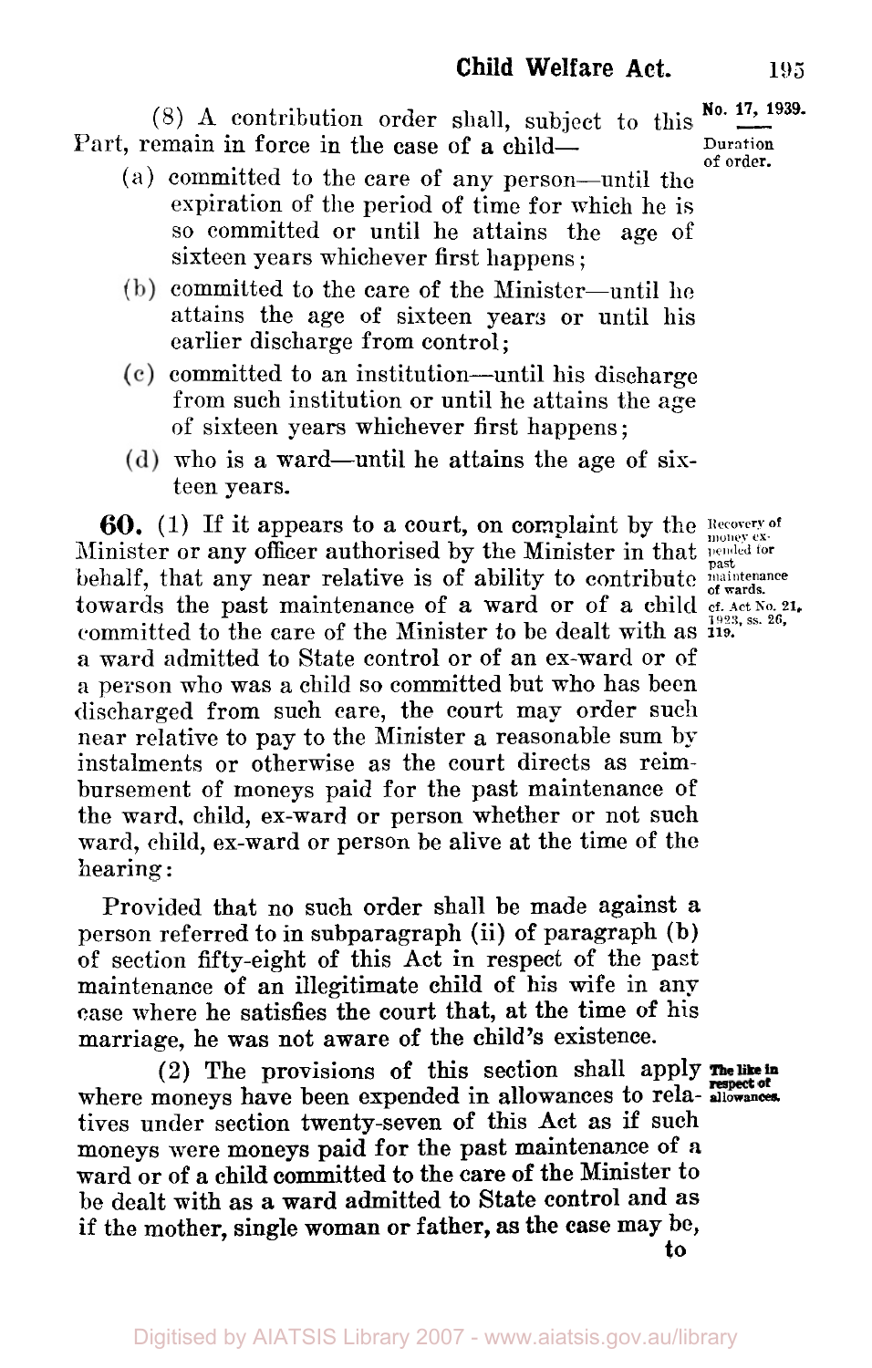(8) A contribution order shall, subject to this Part, remain in force in the case of a child—

*Duration of order.*

(a) committed to the care of any person—until the expiration of the period of time for which he is so committed or until he attains the age of sixteen years whichever first happens;

(b) committed to the care of the Minister—until he attains the age of sixteen years or until his earlier discharge from control;

(c) committed to an institution—until his discharge from such institution or until he attains the age of sixteen years whichever first happens;

(d) who is a ward—until he attains the age of sixteen years.

*Recovery of money expended for past maintenance of wards. cf. Act No. 21, 1923, ss. 26, 119.*

**60.** (1) If it appears to a court, on complaint by the Minister or any officer authorised by the Minister in that behalf, that any near relative is of ability to contribute towards the past maintenance of a ward or of a child committed to the care of the Minister to be dealt with as a ward admitted to State control or of an ex-ward or of a person who was a child so committed but who has been discharged from such care, the court may order such near relative to pay to the Minister a reasonable sum by instalments or otherwise as the court directs as reimbursement of moneys paid for the past maintenance of the ward, child, ex-ward or person whether or not such ward, child, ex-ward or person be alive at the time of the hearing:

Provided that no such order shall be made against a person referred to in subparagraph (ii) of paragraph (b) of section fifty-eight of this Act in respect of the past maintenance of an illegitimate child of his wife in any case where he satisfies the court that, at the time of his marriage, he was not aware of the child's existence.

*The like in respect of allowances.*

(2) The provisions of this section shall apply where moneys have been expended in allowances to relatives under section twenty-seven of this Act as if such moneys were moneys paid for the past maintenance of a ward or of a child committed to the care of the Minister to be dealt with as a ward admitted to State control and as if the mother, single woman or father, as the case may be, to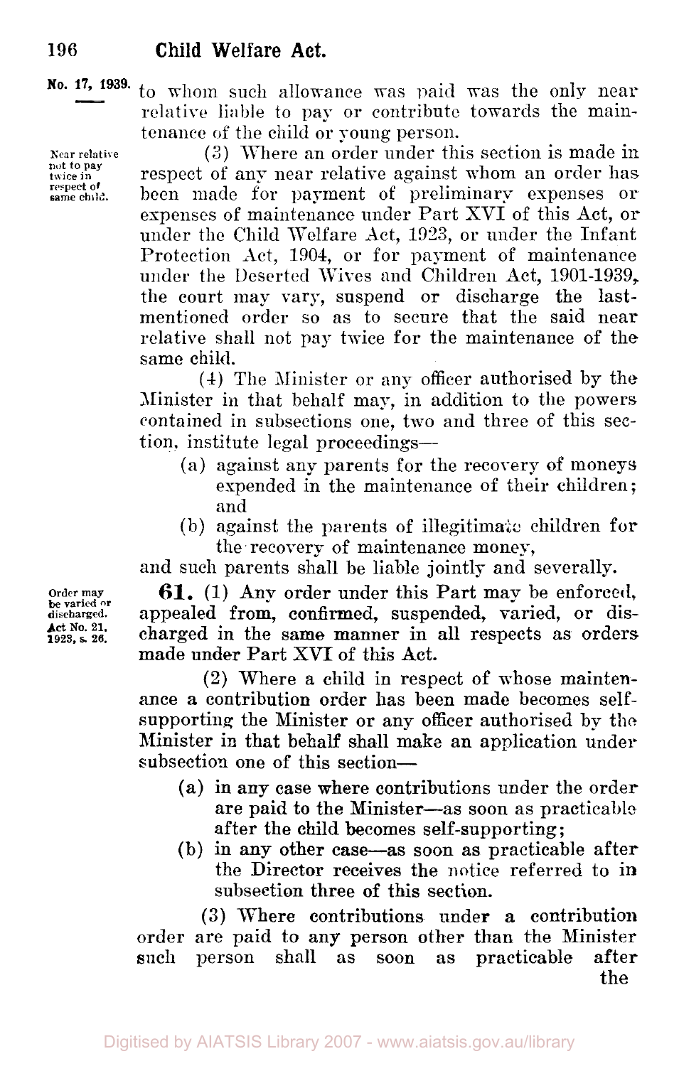to whom such allowance was paid was the only near relative liable to pay or contribute towards the maintenance of the child or young person.

*Near relative not to pay twice in respect of same child.*

(3) Where an order under this section is made in respect of any near relative against whom an order has been made for payment of preliminary expenses or expenses of maintenance under Part XVI of this Act, or under the Child Welfare Act, 1923, or under the Infant Protection Act, 1904, or for payment of maintenance under the Deserted Wives and Children Act, 1901-1939, the court may vary, suspend or discharge the last-mentioned order so as to secure that the said near relative shall not pay twice for the maintenance of the same child.

(4) The Minister or any officer authorised by the Minister in that behalf may, in addition to the powers contained in subsections one, two and three of this section, institute legal proceedings—

- (a) against any parents for the recovery of moneys expended in the maintenance of their children; and
- (b) against the parents of illegitimate children for the recovery of maintenance money,

and such parents shall be liable jointly and severally.

*Order may be varied or discharged. Act No. 21, 1923, s. 26.*

**61.** (1) Any order under this Part may be enforced, appealed from, confirmed, suspended, varied, or discharged in the same manner in all respects as orders made under Part XVI of this Act.

(2) Where a child in respect of whose maintenance a contribution order has been made becomes self-supporting the Minister or any officer authorised by the Minister in that behalf shall make an application under subsection one of this section—

- (a) in any case where contributions under the order are paid to the Minister—as soon as practicable after the child becomes self-supporting;
- (b) in any other case—as soon as practicable after the Director receives the notice referred to in subsection three of this section.

(3) Where contributions under a contribution order are paid to any person other than the Minister such person shall as soon as practicable after the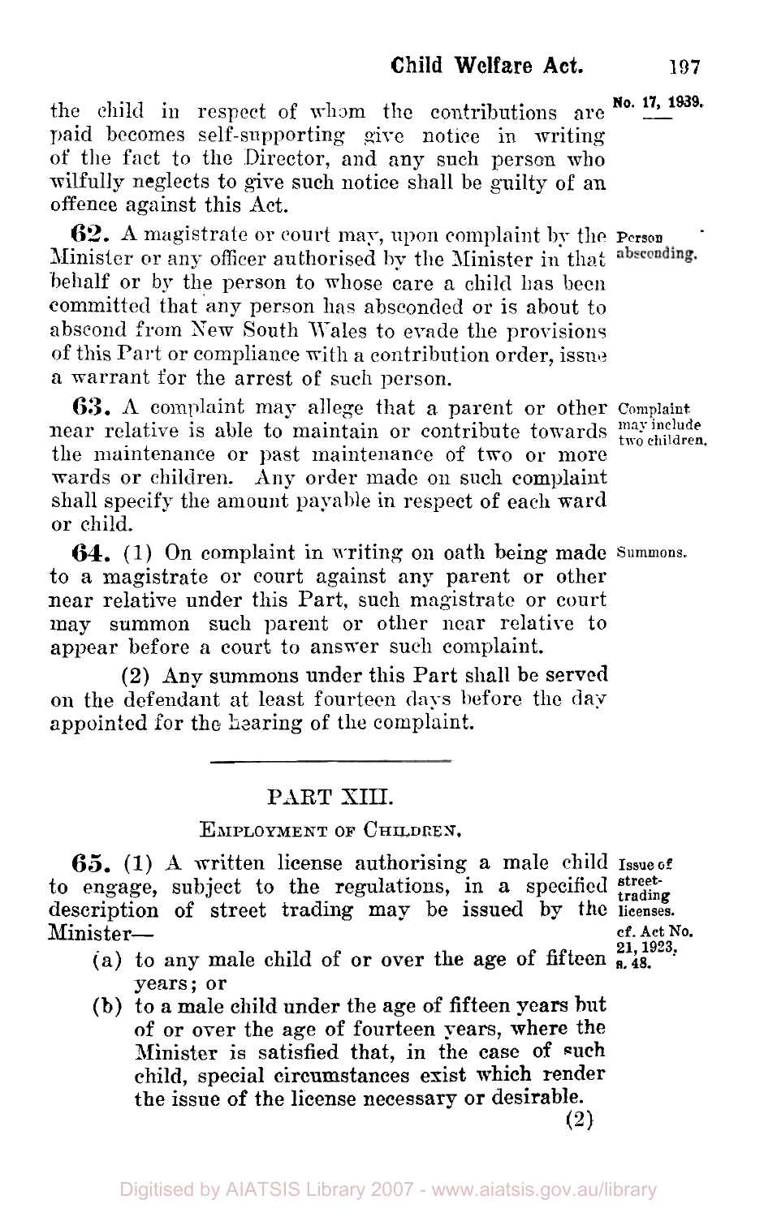the child in respect of whom the contributions are paid becomes self-supporting give notice in writing of the fact to the Director, and any such person who wilfully neglects to give such notice shall be guilty of an offence against this Act.

**62.** A magistrate or court may, upon complaint by the Minister or any officer authorised by the Minister in that behalf or by the person to whose care a child has been committed that any person has absconded or is about to abscond from New South Wales to evade the provisions of this Part or compliance with a contribution order, issue a warrant for the arrest of such person.

*Person absconding.*

**63.** A complaint may allege that a parent or other near relative is able to maintain or contribute towards the maintenance or past maintenance of two or more wards or children. Any order made on such complaint shall specify the amount payable in respect of each ward or child.

*Complaint may include two children.*

**64.** (1) On complaint in writing on oath being made to a magistrate or court against any parent or other near relative under this Part, such magistrate or court may summon such parent or other near relative to appear before a court to answer such complaint.

*Summons.*

(2) Any summons under this Part shall be served on the defendant at least fourteen days before the day appointed for the hearing of the complaint.

## PART XIII.

### EMPLOYMENT OF CHILDREN.

**65.** (1) A written license authorising a male child to engage, subject to the regulations, in a specified description of street trading may be issued by the Minister—

*Issue of street-trading licenses. cf. Act No. 21, 1923, s. 48.*

(a) to any male child of or over the age of fifteen years; or

(b) to a male child under the age of fifteen years but of or over the age of fourteen years, where the Minister is satisfied that, in the case of such child, special circumstances exist which render the issue of the license necessary or desirable.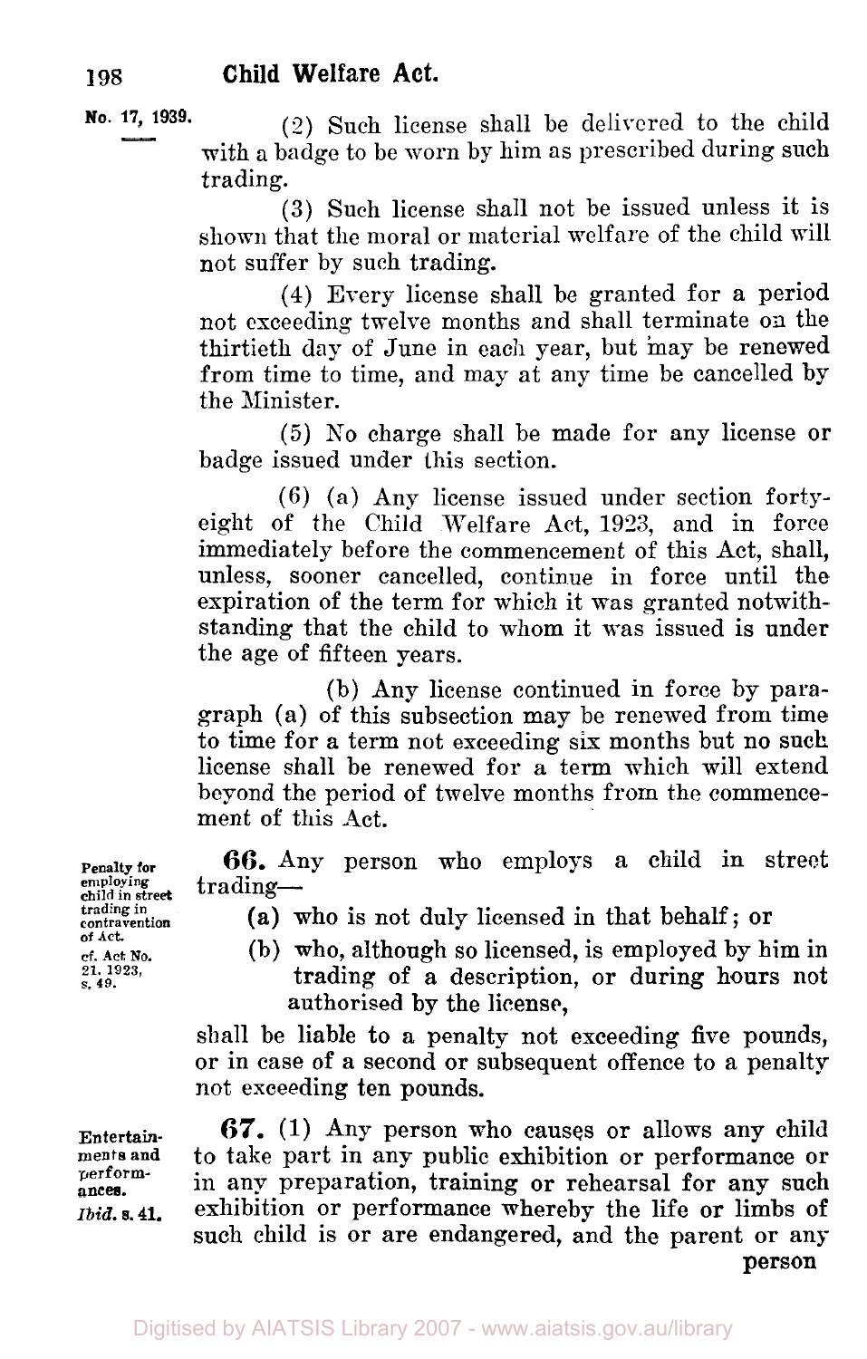(2) Such license shall be delivered to the child with a badge to be worn by him as prescribed during such trading.

(3) Such license shall not be issued unless it is shown that the moral or material welfare of the child will not suffer by such trading.

(4) Every license shall be granted for a period not exceeding twelve months and shall terminate on the thirtieth day of June in each year, but may be renewed from time to time, and may at any time be cancelled by the Minister.

(5) No charge shall be made for any license or badge issued under this section.

(6) (a) Any license issued under section forty-eight of the Child Welfare Act, 1923, and in force immediately before the commencement of this Act, shall, unless, sooner cancelled, continue in force until the expiration of the term for which it was granted notwithstanding that the child to whom it was issued is under the age of fifteen years.

(b) Any license continued in force by paragraph (a) of this subsection may be renewed from time to time for a term not exceeding six months but no such license shall be renewed for a term which will extend beyond the period of twelve months from the commencement of this Act.

*Penalty for employing child in street trading in contravention of Act. cf. Act No. 21, 1923, s. 49.*

**66.** Any person who employs a child in street trading—

(a) who is not duly licensed in that behalf; or

(b) who, although so licensed, is employed by him in trading of a description, or during hours not authorised by the license,

shall be liable to a penalty not exceeding five pounds, or in case of a second or subsequent offence to a penalty not exceeding ten pounds.

*Entertainments and performances. Ibid. s. 41.*

**67.** (1) Any person who causes or allows any child to take part in any public exhibition or performance or in any preparation, training or rehearsal for any such exhibition or performance whereby the life or limbs of such child is or are endangered, and the parent or any person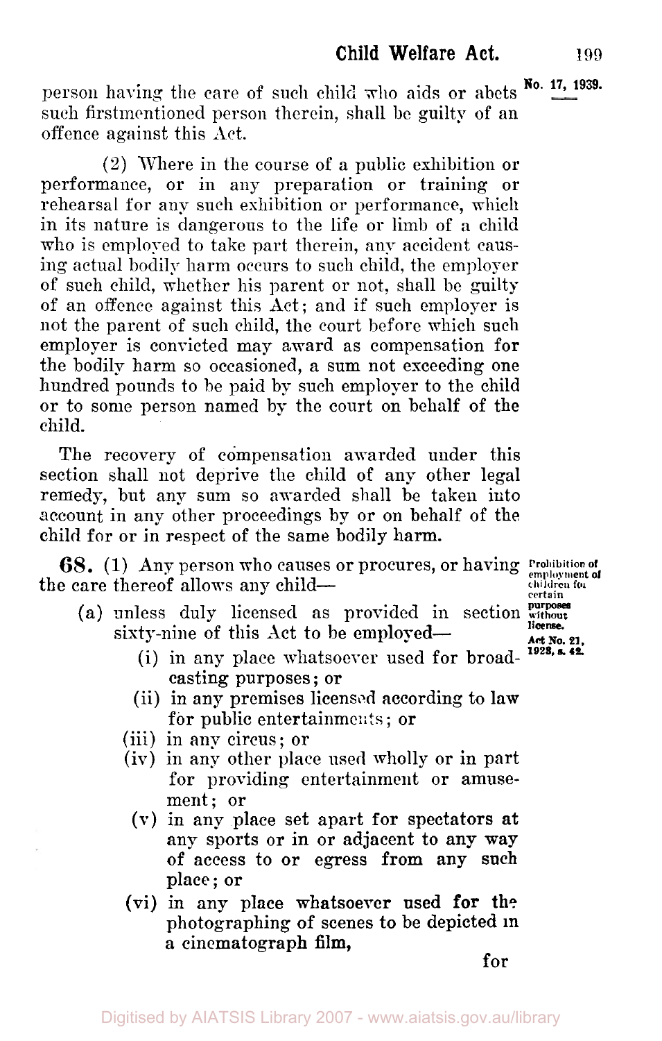person having the care of such child who aids or abets such firstmentioned person therein, shall be guilty of an offence against this Act.

(2) Where in the course of a public exhibition or performance, or in any preparation or training or rehearsal for any such exhibition or performance, which in its nature is dangerous to the life or limb of a child who is employed to take part therein, any accident causing actual bodily harm occurs to such child, the employer of such child, whether his parent or not, shall be guilty of an offence against this Act; and if such employer is not the parent of such child, the court before which such employer is convicted may award as compensation for the bodily harm so occasioned, a sum not exceeding one hundred pounds to be paid by such employer to the child or to some person named by the court on behalf of the child.

The recovery of compensation awarded under this section shall not deprive the child of any other legal remedy, but any sum so awarded shall be taken into account in any other proceedings by or on behalf of the child for or in respect of the same bodily harm.

*Prohibition of employment of children for certain purposes without license.*
*Act No. 21, 1928, s. 42.*

**68.** (1) Any person who causes or procures, or having the care thereof allows any child—

(a) unless duly licensed as provided in section sixty-nine of this Act to be employed—

(i) in any place whatsoever used for broadcasting purposes; or

(ii) in any premises licensed according to law for public entertainments; or

(iii) in any circus; or

(iv) in any other place used wholly or in part for providing entertainment or amusement; or

(v) in any place set apart for spectators at any sports or in or adjacent to any way of access to or egress from any such place; or

(vi) in any place whatsoever used for the photographing of scenes to be depicted in a cinematograph film,

for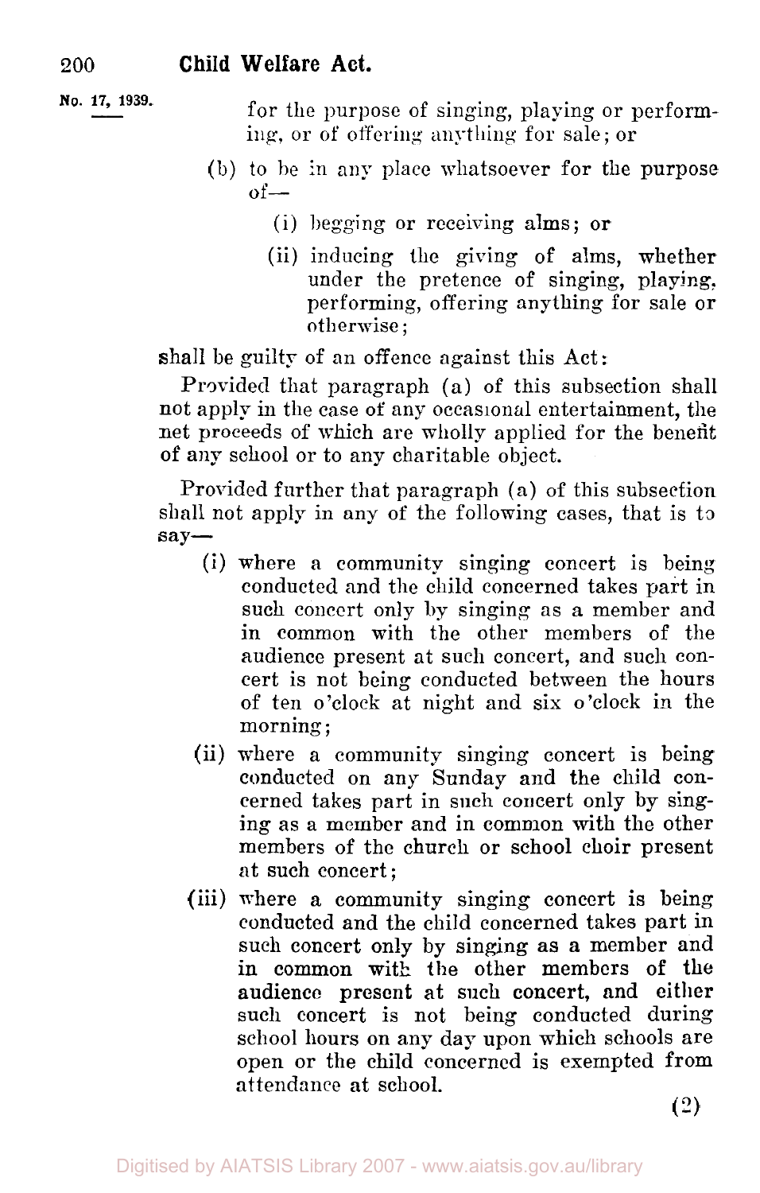for the purpose of singing, playing or performing, or of offering anything for sale; or

(b) to be in any place whatsoever for the purpose of—

(i) begging or receiving alms; or

(ii) inducing the giving of alms, whether under the pretence of singing, playing, performing, offering anything for sale or otherwise;

shall be guilty of an offence against this Act:

Provided that paragraph (a) of this subsection shall not apply in the case of any occasional entertainment, the net proceeds of which are wholly applied for the benefit of any school or to any charitable object.

Provided further that paragraph (a) of this subsection shall not apply in any of the following cases, that is to say—

(i) where a community singing concert is being conducted and the child concerned takes part in such concert only by singing as a member and in common with the other members of the audience present at such concert, and such concert is not being conducted between the hours of ten o'clock at night and six o'clock in the morning;

(ii) where a community singing concert is being conducted on any Sunday and the child concerned takes part in such concert only by singing as a member and in common with the other members of the church or school choir present at such concert;

(iii) where a community singing concert is being conducted and the child concerned takes part in such concert only by singing as a member and in common with the other members of the audience present at such concert, and either such concert is not being conducted during school hours on any day upon which schools are open or the child concerned is exempted from attendance at school.

(2)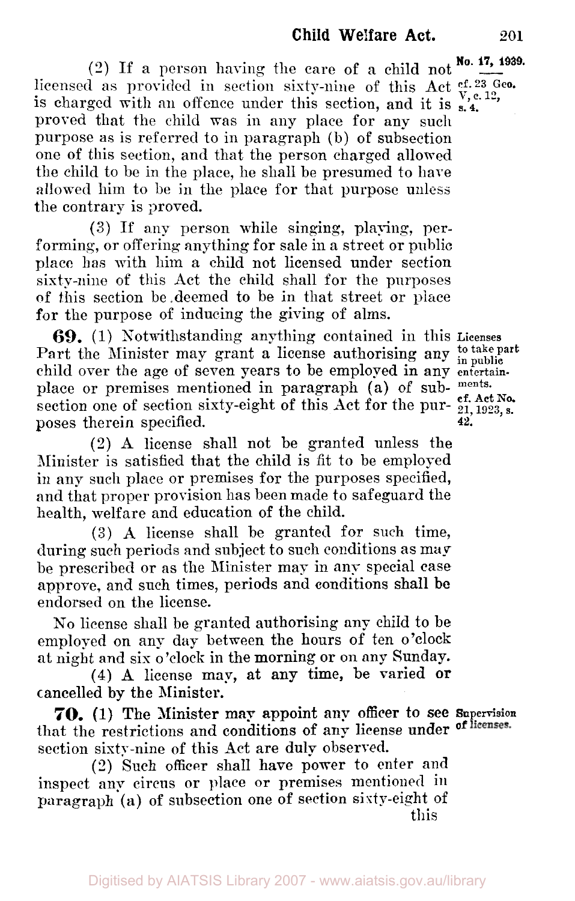(2) If a person having the care of a child not licensed as provided in section sixty-nine of this Act is charged with an offence under this section, and it is proved that the child was in any place for any such purpose as is referred to in paragraph (b) of subsection one of this section, and that the person charged allowed the child to be in the place, he shall be presumed to have allowed him to be in the place for that purpose unless the contrary is proved.

No. 17, 1939.

cf. 23 Geo. V, c. 12, s. 4.

(3) If any person while singing, playing, performing, or offering anything for sale in a street or public place has with him a child not licensed under section sixty-nine of this Act the child shall for the purposes of this section be deemed to be in that street or place for the purpose of inducing the giving of alms.

**69.** (1) Notwithstanding anything contained in this Part the Minister may grant a license authorising any child over the age of seven years to be employed in any place or premises mentioned in paragraph (a) of subsection one of section sixty-eight of this Act for the purposes therein specified.

**Licenses to take part in public entertainments.**

cf. Act No. 21, 1923, s. 42.

(2) A license shall not be granted unless the Minister is satisfied that the child is fit to be employed in any such place or premises for the purposes specified, and that proper provision has been made to safeguard the health, welfare and education of the child.

(3) A license shall be granted for such time, during such periods and subject to such conditions as may be prescribed or as the Minister may in any special case approve, and such times, periods and conditions shall be endorsed on the license.

No license shall be granted authorising any child to be employed on any day between the hours of ten o'clock at night and six o'clock in the morning or on any Sunday.

(4) A license may, at any time, be varied or cancelled by the Minister.

**70.** (1) The Minister may appoint any officer to see that the restrictions and conditions of any license under section sixty-nine of this Act are duly observed.

**Supervision of licenses.**

(2) Such officer shall have power to enter and inspect any circus or place or premises mentioned in paragraph (a) of subsection one of section sixty-eight of this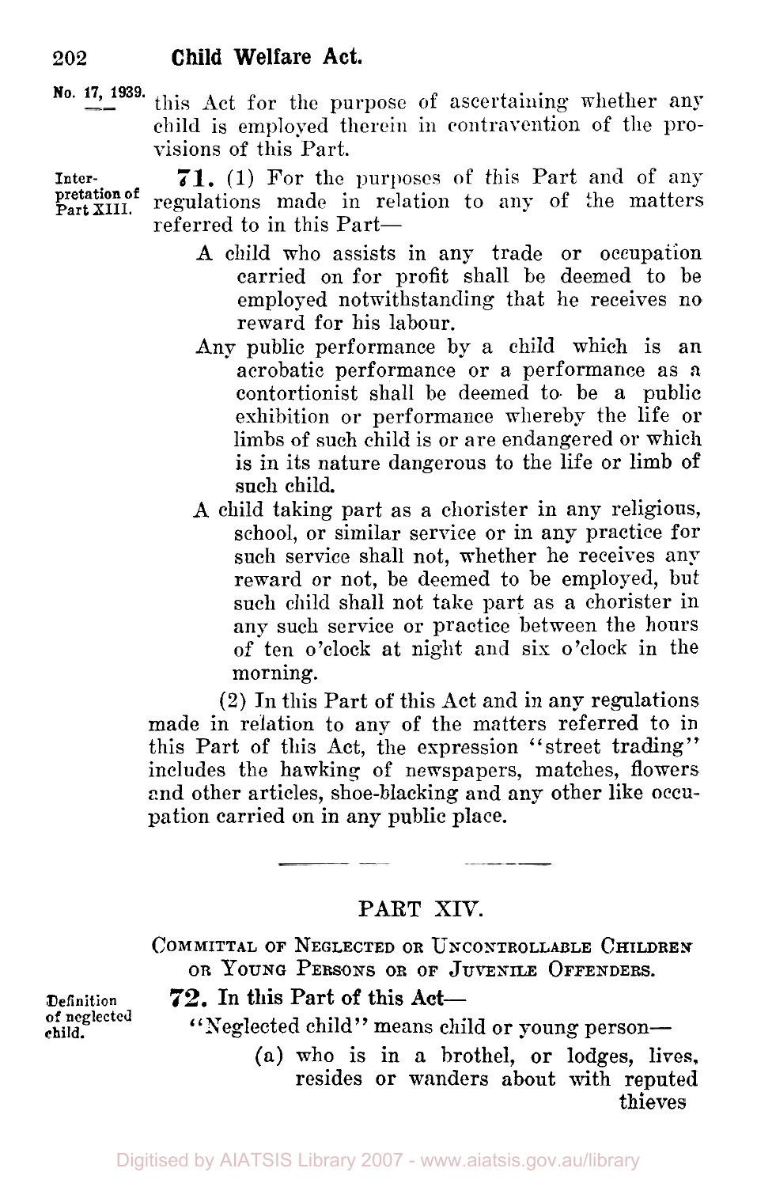this Act for the purpose of ascertaining whether any child is employed therein in contravention of the provisions of this Part.

Interpretation of Part XIII.

**71.** (1) For the purposes of this Part and of any regulations made in relation to any of the matters referred to in this Part—

A child who assists in any trade or occupation carried on for profit shall be deemed to be employed notwithstanding that he receives no reward for his labour.

Any public performance by a child which is an acrobatic performance or a performance as a contortionist shall be deemed to be a public exhibition or performance whereby the life or limbs of such child is or are endangered or which is in its nature dangerous to the life or limb of such child.

A child taking part as a chorister in any religious, school, or similar service or in any practice for such service shall not, whether he receives any reward or not, be deemed to be employed, but such child shall not take part as a chorister in any such service or practice between the hours of ten o'clock at night and six o'clock in the morning.

(2) In this Part of this Act and in any regulations made in relation to any of the matters referred to in this Part of this Act, the expression "street trading" includes the hawking of newspapers, matches, flowers and other articles, shoe-blacking and any other like occupation carried on in any public place.

## PART XIV.

### COMMITTAL OF NEGLECTED OR UNCONTROLLABLE CHILDREN OR YOUNG PERSONS OR OF JUVENILE OFFENDERS.

Definition of neglected child.

**72.** In this Part of this Act—

"Neglected child" means child or young person—

(a) who is in a brothel, or lodges, lives, resides or wanders about with reputed thieves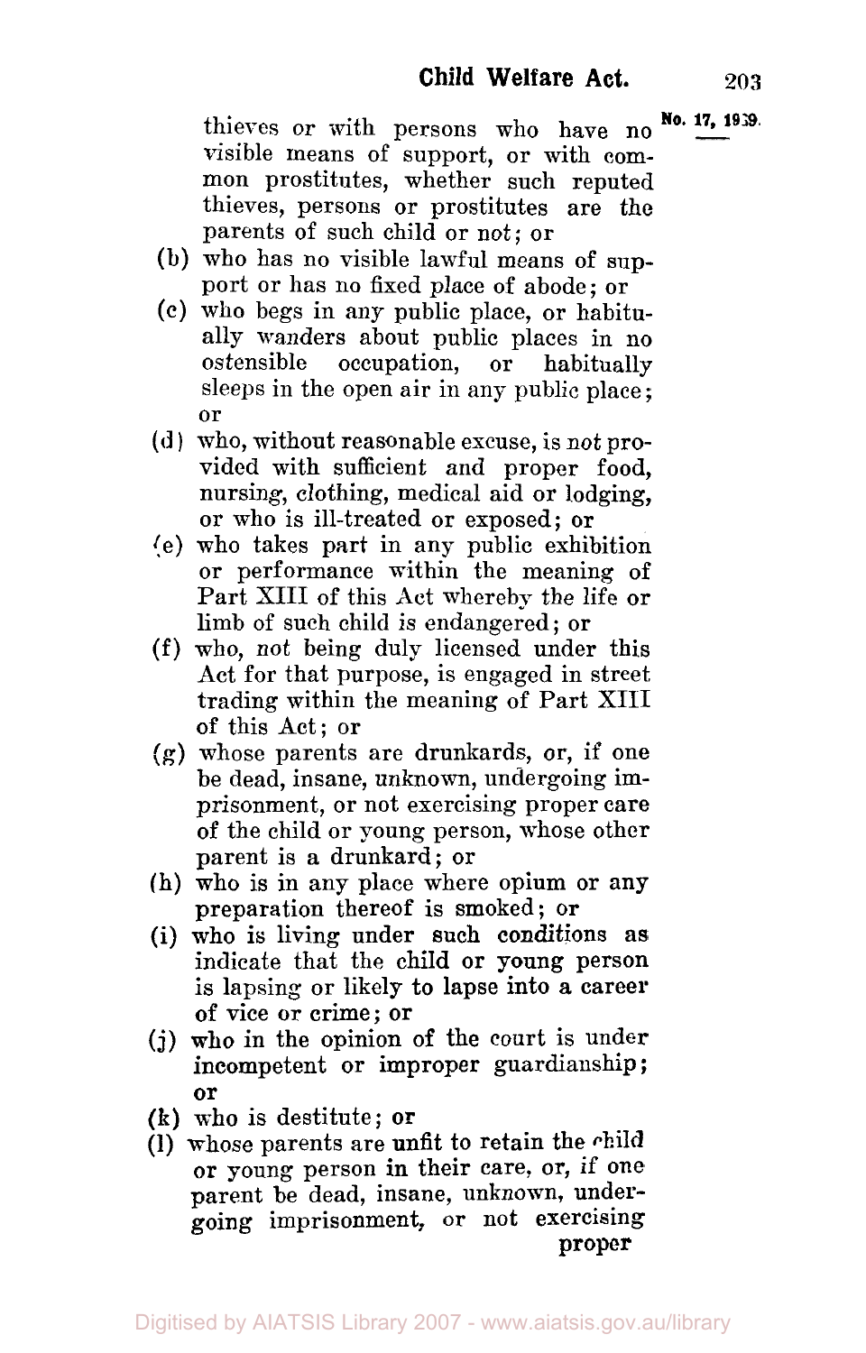thieves or with persons who have no visible means of support, or with common prostitutes, whether such reputed thieves, persons or prostitutes are the parents of such child or not; or

(b) who has no visible lawful means of support or has no fixed place of abode; or

(c) who begs in any public place, or habitually wanders about public places in no ostensible occupation, or habitually sleeps in the open air in any public place; or

(d) who, without reasonable excuse, is not provided with sufficient and proper food, nursing, clothing, medical aid or lodging, or who is ill-treated or exposed; or

(e) who takes part in any public exhibition or performance within the meaning of Part XIII of this Act whereby the life or limb of such child is endangered; or

(f) who, not being duly licensed under this Act for that purpose, is engaged in street trading within the meaning of Part XIII of this Act; or

(g) whose parents are drunkards, or, if one be dead, insane, unknown, undergoing imprisonment, or not exercising proper care of the child or young person, whose other parent is a drunkard; or

(h) who is in any place where opium or any preparation thereof is smoked; or

(i) who is living under such conditions as indicate that the child or young person is lapsing or likely to lapse into a career of vice or crime; or

(j) who in the opinion of the court is under incompetent or improper guardianship; or

(k) who is destitute; or

(l) whose parents are unfit to retain the child or young person in their care, or, if one parent be dead, insane, unknown, undergoing imprisonment, or not exercising proper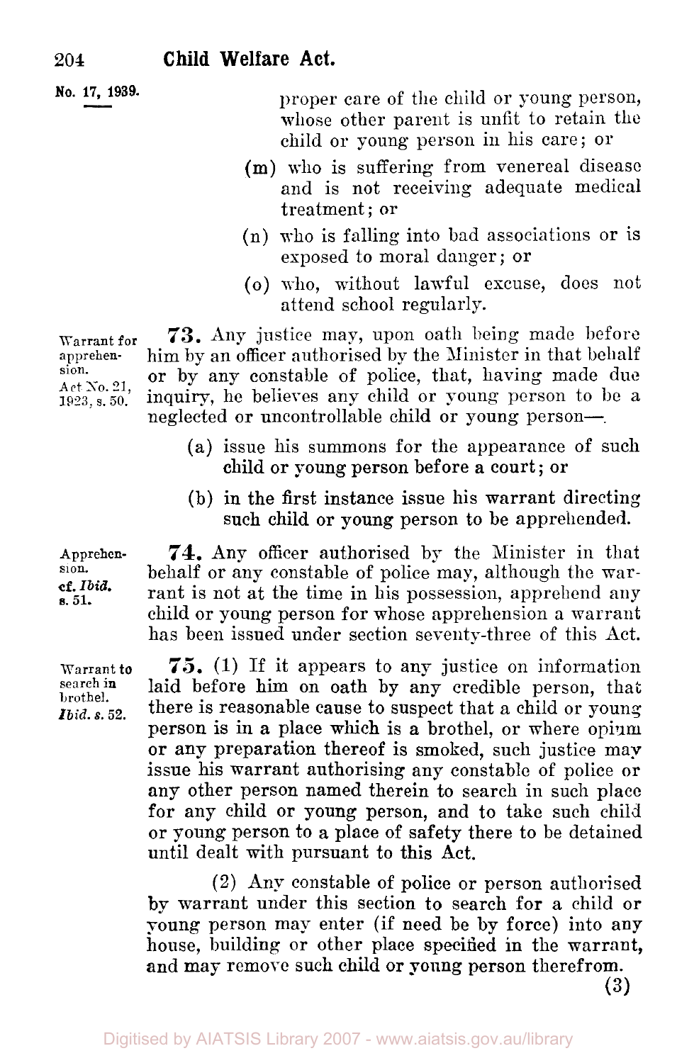proper care of the child or young person, whose other parent is unfit to retain the child or young person in his care; or

(m) who is suffering from venereal disease and is not receiving adequate medical treatment; or

(n) who is falling into bad associations or is exposed to moral danger; or

(o) who, without lawful excuse, does not attend school regularly.

Warrant for apprehension. Act No. 21, 1923, s. 50.

**73.** Any justice may, upon oath being made before him by an officer authorised by the Minister in that behalf or by any constable of police, that, having made due inquiry, he believes any child or young person to be a neglected or uncontrollable child or young person—

(a) issue his summons for the appearance of such child or young person before a court; or

(b) in the first instance issue his warrant directing such child or young person to be apprehended.

Apprehension. cf. *Ibid.* s. 51.

**74.** Any officer authorised by the Minister in that behalf or any constable of police may, although the warrant is not at the time in his possession, apprehend any child or young person for whose apprehension a warrant has been issued under section seventy-three of this Act.

Warrant to search in brothel. *Ibid.* s. 52.

**75.** (1) If it appears to any justice on information laid before him on oath by any credible person, that there is reasonable cause to suspect that a child or young person is in a place which is a brothel, or where opium or any preparation thereof is smoked, such justice may issue his warrant authorising any constable of police or any other person named therein to search in such place for any child or young person, and to take such child or young person to a place of safety there to be detained until dealt with pursuant to this Act.

(2) Any constable of police or person authorised by warrant under this section to search for a child or young person may enter (if need be by force) into any house, building or other place specified in the warrant, and may remove such child or young person therefrom.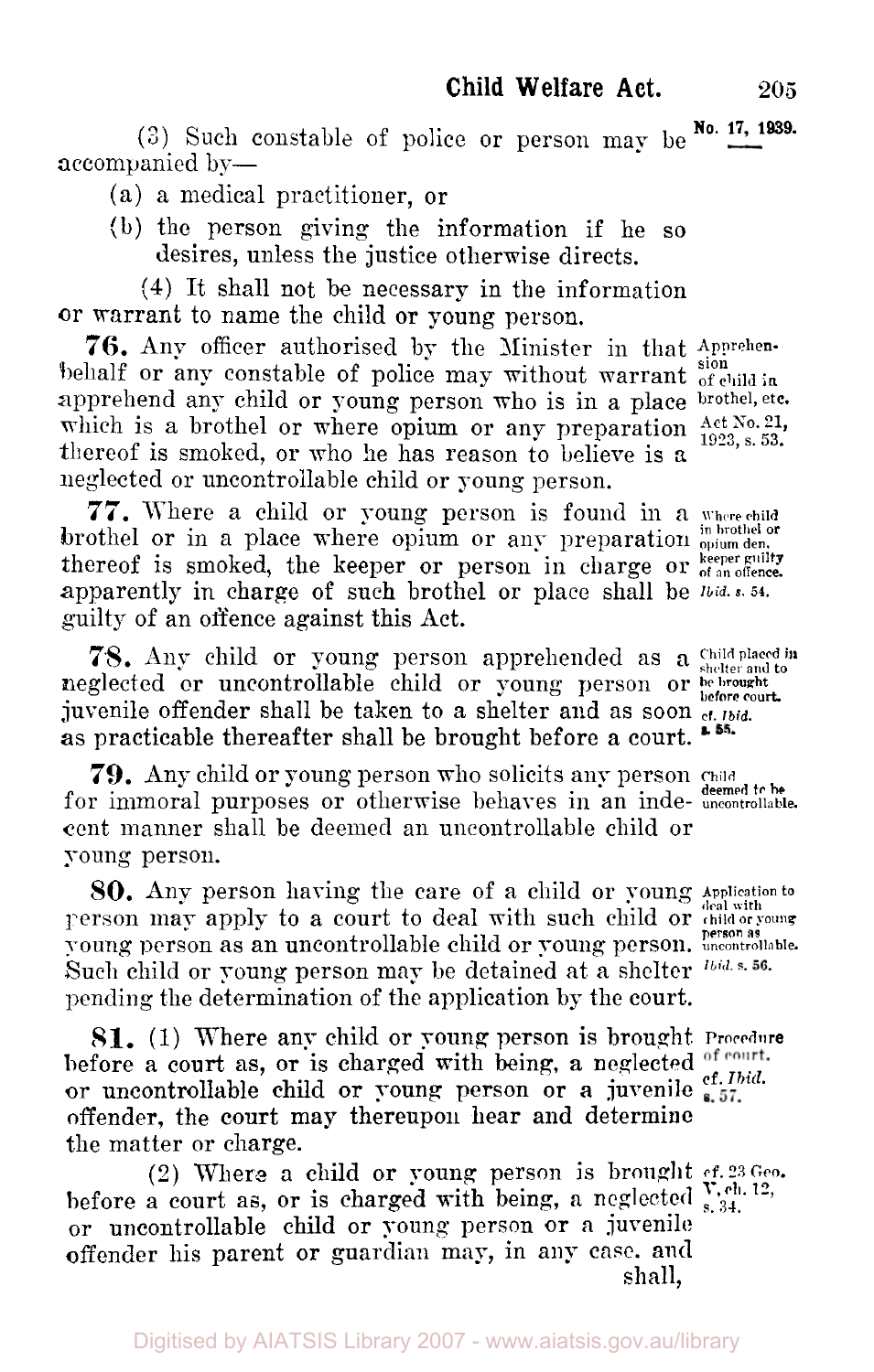(3) Such constable of police or person may be accompanied by—

(a) a medical practitioner, or

(b) the person giving the information if he so desires, unless the justice otherwise directs.

(4) It shall not be necessary in the information or warrant to name the child or young person.

**76.** Any officer authorised by the Minister in that behalf or any constable of police may without warrant apprehend any child or young person who is in a place which is a brothel or where opium or any preparation thereof is smoked, or who he has reason to believe is a neglected or uncontrollable child or young person.

Apprehension of child in brothel, etc. Act No. 21, 1923, s. 53.

**77.** Where a child or young person is found in a brothel or in a place where opium or any preparation thereof is smoked, the keeper or person in charge or apparently in charge of such brothel or place shall be guilty of an offence against this Act.

Where child in brothel or opium den, keeper guilty of an offence. *Ibid.* s. 54.

**78.** Any child or young person apprehended as a neglected or uncontrollable child or young person or juvenile offender shall be taken to a shelter and as soon as practicable thereafter shall be brought before a court.

Child placed in shelter and to be brought before court. *cf. Ibid.* s. 55.

**79.** Any child or young person who solicits any person for immoral purposes or otherwise behaves in an indecent manner shall be deemed an uncontrollable child or young person.

Child deemed to be uncontrollable.

**80.** Any person having the care of a child or young person may apply to a court to deal with such child or young person as an uncontrollable child or young person. Such child or young person may be detained at a shelter pending the determination of the application by the court.

Application to deal with child or young person as uncontrollable. *Ibid.* s. 56.

**81.** (1) Where any child or young person is brought before a court as, or is charged with being, a neglected or uncontrollable child or young person or a juvenile offender, the court may thereupon hear and determine the matter or charge.

Procedure of court. *cf. Ibid.* s. 57.

(2) Where a child or young person is brought before a court as, or is charged with being, a neglected or uncontrollable child or young person or a juvenile offender his parent or guardian may, in any case, and shall,

*cf.* 23 Geo. V, ch. 12, s. 34.